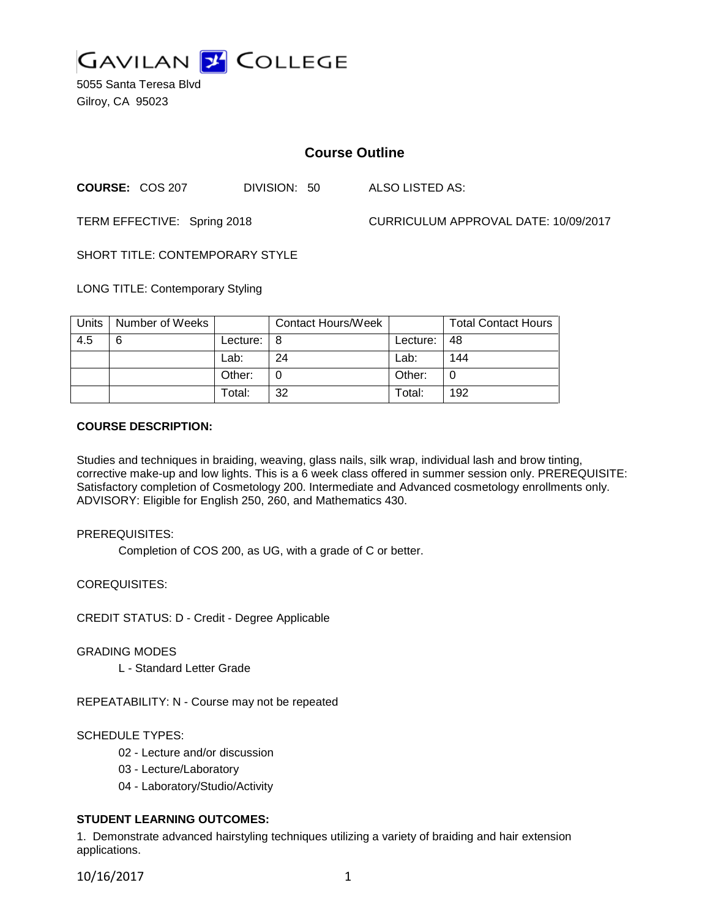GAVILAN COLLEGE

5055 Santa Teresa Blvd
Gilroy, CA 95023

# Course Outline

**COURSE:** COS 207 DIVISION: 50 ALSO LISTED AS:

TERM EFFECTIVE: Spring 2018 CURRICULUM APPROVAL DATE: 10/09/2017

SHORT TITLE: CONTEMPORARY STYLE

LONG TITLE: Contemporary Styling

| Units | Number of Weeks | | Contact Hours/Week | | Total Contact Hours |
|---|---|---|---|---|---|
| 4.5 | 6 | Lecture: | 8 | Lecture: | 48 |
| | | Lab: | 24 | Lab: | 144 |
| | | Other: | 0 | Other: | 0 |
| | | Total: | 32 | Total: | 192 |

**COURSE DESCRIPTION:**

Studies and techniques in braiding, weaving, glass nails, silk wrap, individual lash and brow tinting, corrective make-up and low lights. This is a 6 week class offered in summer session only. PREREQUISITE: Satisfactory completion of Cosmetology 200. Intermediate and Advanced cosmetology enrollments only. ADVISORY: Eligible for English 250, 260, and Mathematics 430.

PREREQUISITES:

Completion of COS 200, as UG, with a grade of C or better.

COREQUISITES:

CREDIT STATUS: D - Credit - Degree Applicable

GRADING MODES

L - Standard Letter Grade

REPEATABILITY: N - Course may not be repeated

SCHEDULE TYPES:

02 - Lecture and/or discussion
03 - Lecture/Laboratory
04 - Laboratory/Studio/Activity

**STUDENT LEARNING OUTCOMES:**

1. Demonstrate advanced hairstyling techniques utilizing a variety of braiding and hair extension applications.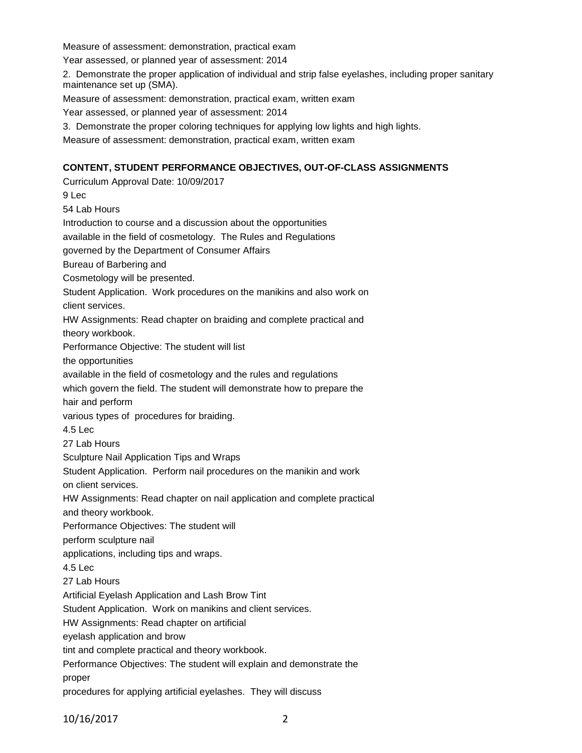Measure of assessment: demonstration, practical exam

Year assessed, or planned year of assessment: 2014

2. Demonstrate the proper application of individual and strip false eyelashes, including proper sanitary maintenance set up (SMA).

Measure of assessment: demonstration, practical exam, written exam

Year assessed, or planned year of assessment: 2014

3. Demonstrate the proper coloring techniques for applying low lights and high lights.

Measure of assessment: demonstration, practical exam, written exam

**CONTENT, STUDENT PERFORMANCE OBJECTIVES, OUT-OF-CLASS ASSIGNMENTS**

Curriculum Approval Date: 10/09/2017

9 Lec

54 Lab Hours

Introduction to course and a discussion about the opportunities available in the field of cosmetology. The Rules and Regulations governed by the Department of Consumer Affairs Bureau of Barbering and Cosmetology will be presented.

Student Application. Work procedures on the manikins and also work on client services.

HW Assignments: Read chapter on braiding and complete practical and theory workbook.

Performance Objective: The student will list the opportunities available in the field of cosmetology and the rules and regulations which govern the field. The student will demonstrate how to prepare the hair and perform various types of procedures for braiding.

4.5 Lec

27 Lab Hours

Sculpture Nail Application Tips and Wraps

Student Application. Perform nail procedures on the manikin and work on client services.

HW Assignments: Read chapter on nail application and complete practical and theory workbook.

Performance Objectives: The student will perform sculpture nail applications, including tips and wraps.

4.5 Lec

27 Lab Hours

Artificial Eyelash Application and Lash Brow Tint

Student Application. Work on manikins and client services.

HW Assignments: Read chapter on artificial eyelash application and brow tint and complete practical and theory workbook.

Performance Objectives: The student will explain and demonstrate the proper procedures for applying artificial eyelashes. They will discuss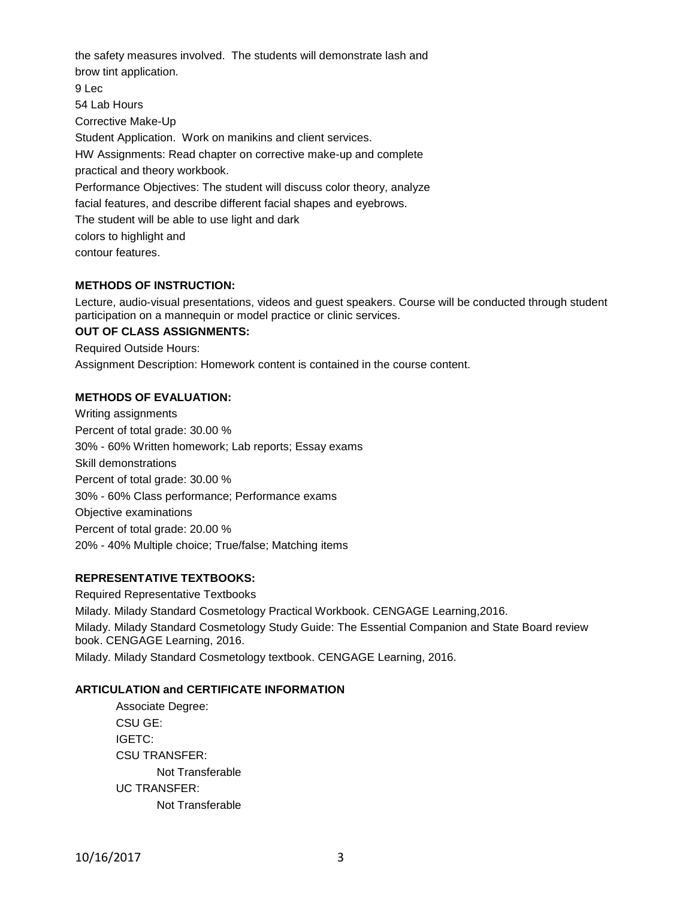the safety measures involved. The students will demonstrate lash and brow tint application.

9 Lec

54 Lab Hours

Corrective Make-Up

Student Application. Work on manikins and client services.

HW Assignments: Read chapter on corrective make-up and complete practical and theory workbook.

Performance Objectives: The student will discuss color theory, analyze facial features, and describe different facial shapes and eyebrows. The student will be able to use light and dark colors to highlight and contour features.

**METHODS OF INSTRUCTION:**

Lecture, audio-visual presentations, videos and guest speakers. Course will be conducted through student participation on a mannequin or model practice or clinic services.

**OUT OF CLASS ASSIGNMENTS:**

Required Outside Hours:

Assignment Description: Homework content is contained in the course content.

**METHODS OF EVALUATION:**

Writing assignments

Percent of total grade: 30.00 %

30% - 60% Written homework; Lab reports; Essay exams

Skill demonstrations

Percent of total grade: 30.00 %

30% - 60% Class performance; Performance exams

Objective examinations

Percent of total grade: 20.00 %

20% - 40% Multiple choice; True/false; Matching items

**REPRESENTATIVE TEXTBOOKS:**

Required Representative Textbooks

Milady. Milady Standard Cosmetology Practical Workbook. CENGAGE Learning,2016.

Milady. Milady Standard Cosmetology Study Guide: The Essential Companion and State Board review book. CENGAGE Learning, 2016.

Milady. Milady Standard Cosmetology textbook. CENGAGE Learning, 2016.

**ARTICULATION and CERTIFICATE INFORMATION**

Associate Degree:

CSU GE:

IGETC:

CSU TRANSFER:

Not Transferable

UC TRANSFER:

Not Transferable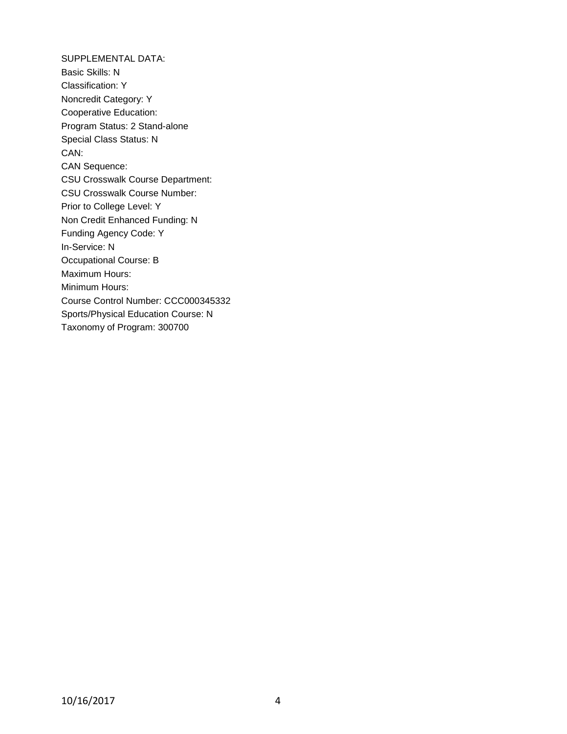SUPPLEMENTAL DATA:

Basic Skills: N

Classification: Y

Noncredit Category: Y

Cooperative Education:

Program Status: 2 Stand-alone

Special Class Status: N

CAN:

CAN Sequence:

CSU Crosswalk Course Department:

CSU Crosswalk Course Number:

Prior to College Level: Y

Non Credit Enhanced Funding: N

Funding Agency Code: Y

In-Service: N

Occupational Course: B

Maximum Hours:

Minimum Hours:

Course Control Number: CCC000345332

Sports/Physical Education Course: N

Taxonomy of Program: 300700